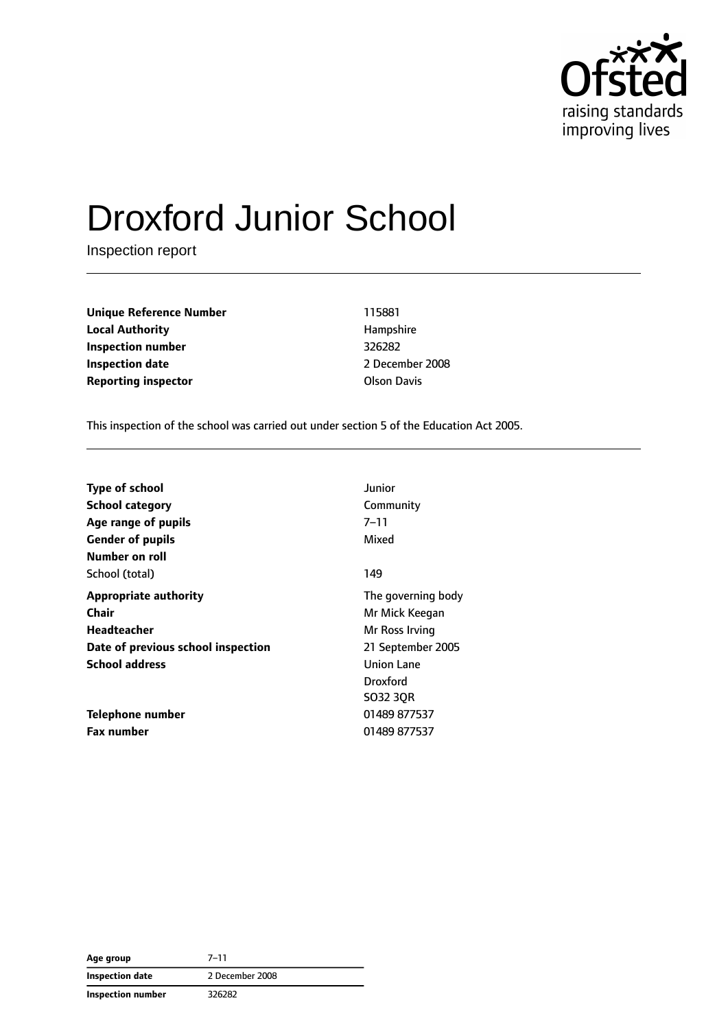# Droxford Junior School

Inspection report

| | |
|---|---|
| **Unique Reference Number** | 115881 |
| **Local Authority** | Hampshire |
| **Inspection number** | 326282 |
| **Inspection date** | 2 December 2008 |
| **Reporting inspector** | Olson Davis |

This inspection of the school was carried out under section 5 of the Education Act 2005.

| | |
|---|---|
| **Type of school** | Junior |
| **School category** | Community |
| **Age range of pupils** | 7–11 |
| **Gender of pupils** | Mixed |
| **Number on roll** | |
| School (total) | 149 |
| **Appropriate authority** | The governing body |
| **Chair** | Mr Mick Keegan |
| **Headteacher** | Mr Ross Irving |
| **Date of previous school inspection** | 21 September 2005 |
| **School address** | Union Lane<br>Droxford<br>SO32 3QR |
| **Telephone number** | 01489 877537 |
| **Fax number** | 01489 877537 |

| | |
|---|---|
| **Age group** | 7–11 |
| **Inspection date** | 2 December 2008 |
| **Inspection number** | 326282 |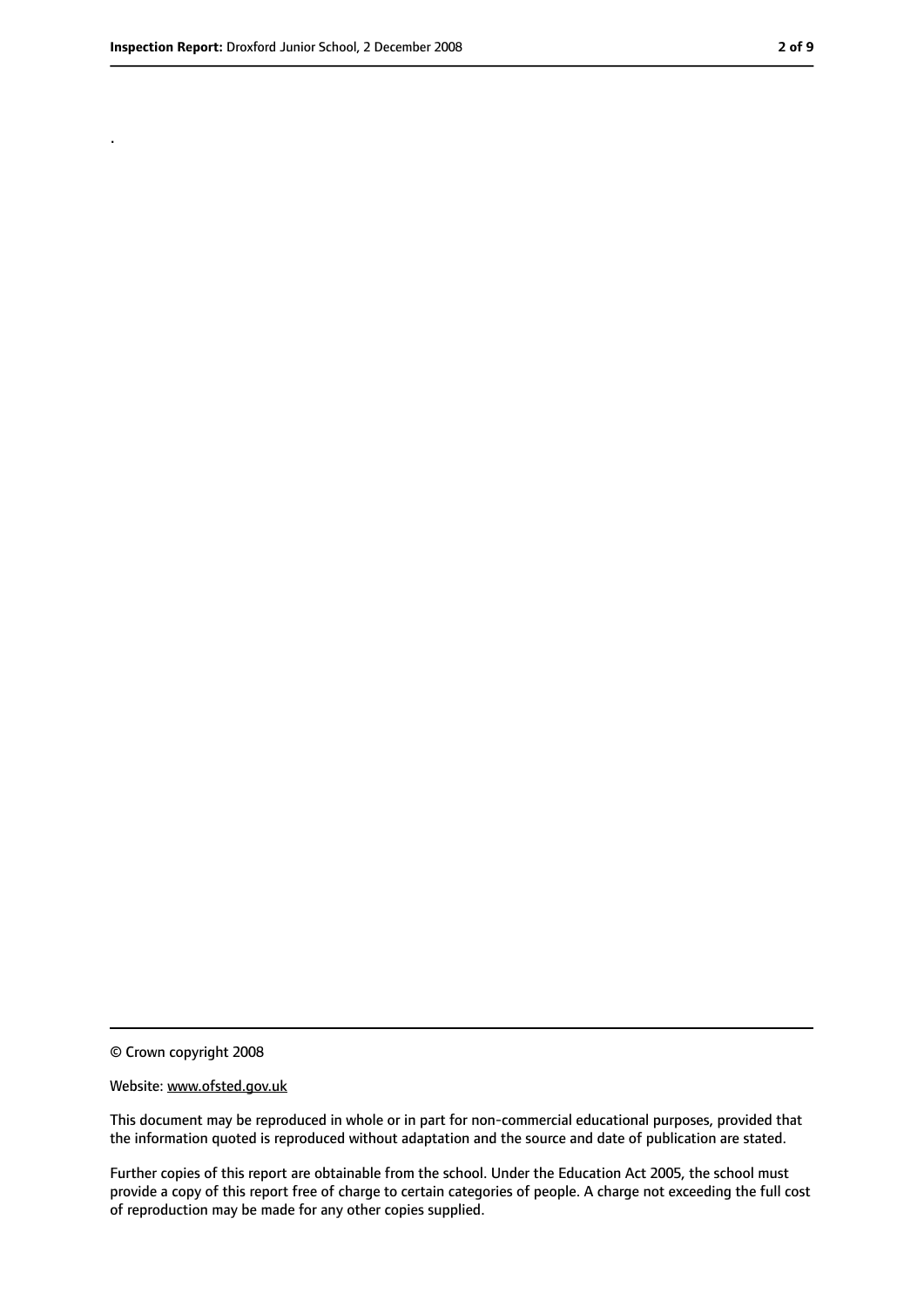.

© Crown copyright 2008

Website: www.ofsted.gov.uk

This document may be reproduced in whole or in part for non-commercial educational purposes, provided that the information quoted is reproduced without adaptation and the source and date of publication are stated.

Further copies of this report are obtainable from the school. Under the Education Act 2005, the school must provide a copy of this report free of charge to certain categories of people. A charge not exceeding the full cost of reproduction may be made for any other copies supplied.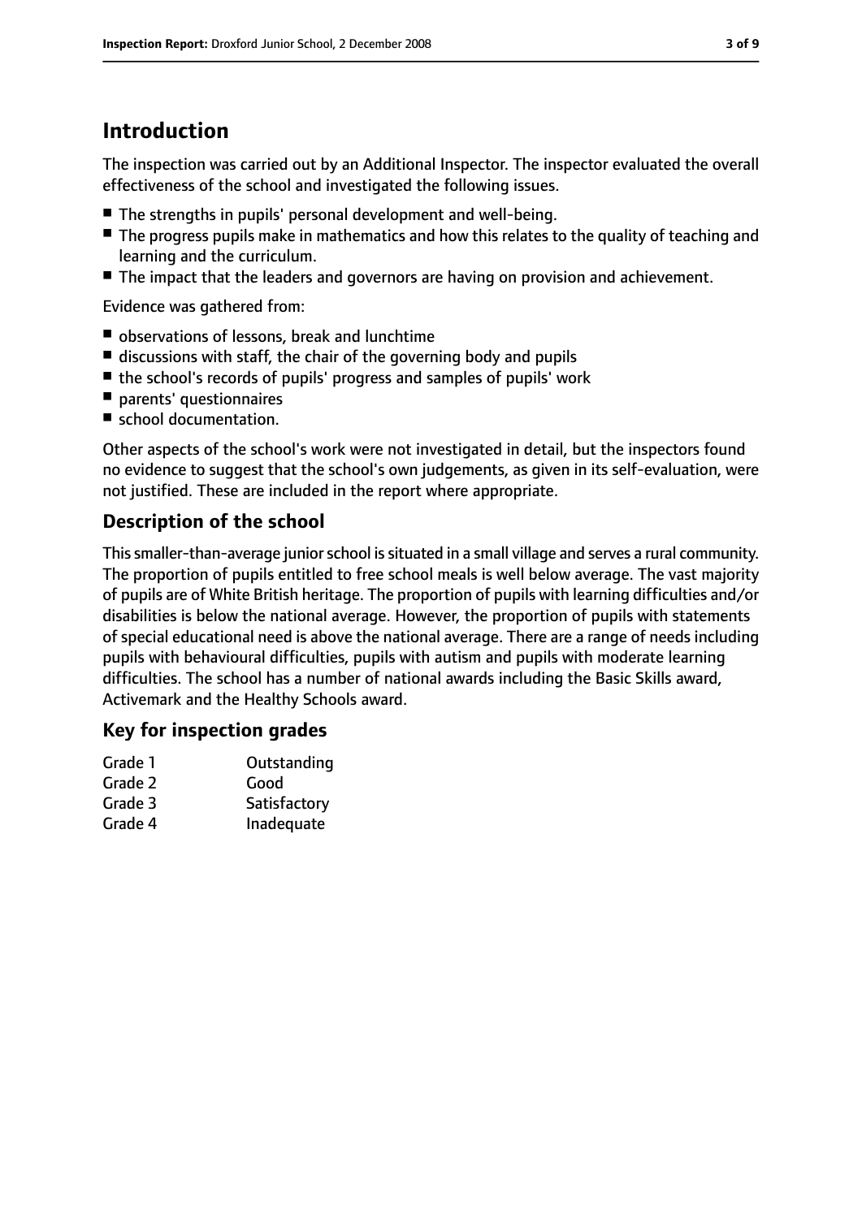# Introduction

The inspection was carried out by an Additional Inspector. The inspector evaluated the overall effectiveness of the school and investigated the following issues.

- The strengths in pupils' personal development and well-being.
- The progress pupils make in mathematics and how this relates to the quality of teaching and learning and the curriculum.
- The impact that the leaders and governors are having on provision and achievement.

Evidence was gathered from:

- observations of lessons, break and lunchtime
- discussions with staff, the chair of the governing body and pupils
- the school's records of pupils' progress and samples of pupils' work
- parents' questionnaires
- school documentation.

Other aspects of the school's work were not investigated in detail, but the inspectors found no evidence to suggest that the school's own judgements, as given in its self-evaluation, were not justified. These are included in the report where appropriate.

## Description of the school

This smaller-than-average junior school is situated in a small village and serves a rural community. The proportion of pupils entitled to free school meals is well below average. The vast majority of pupils are of White British heritage. The proportion of pupils with learning difficulties and/or disabilities is below the national average. However, the proportion of pupils with statements of special educational need is above the national average. There are a range of needs including pupils with behavioural difficulties, pupils with autism and pupils with moderate learning difficulties. The school has a number of national awards including the Basic Skills award, Activemark and the Healthy Schools award.

## Key for inspection grades

| | |
|---|---|
| Grade 1 | Outstanding |
| Grade 2 | Good |
| Grade 3 | Satisfactory |
| Grade 4 | Inadequate |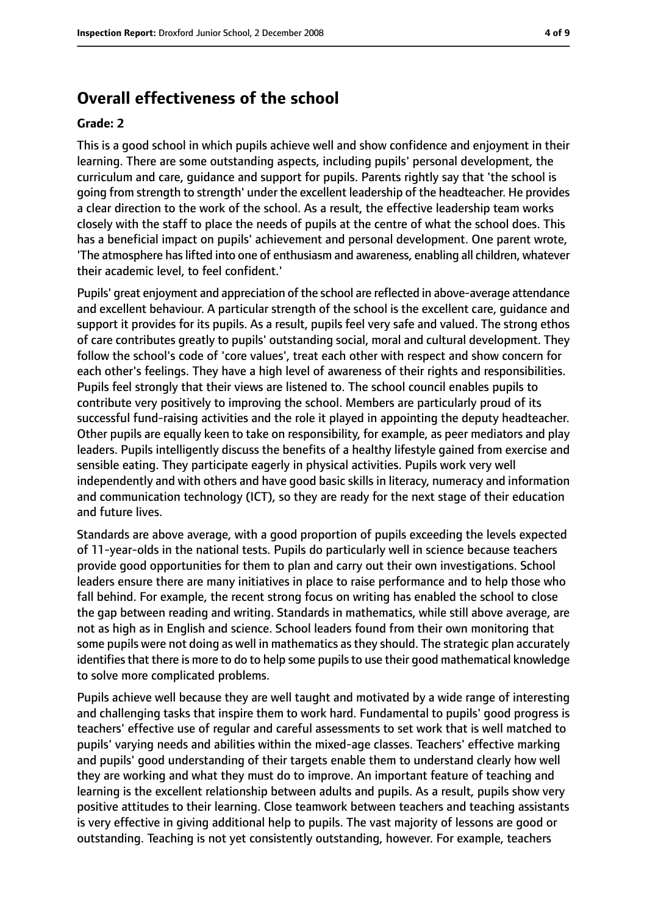## Overall effectiveness of the school

### Grade: 2

This is a good school in which pupils achieve well and show confidence and enjoyment in their learning. There are some outstanding aspects, including pupils' personal development, the curriculum and care, guidance and support for pupils. Parents rightly say that 'the school is going from strength to strength' under the excellent leadership of the headteacher. He provides a clear direction to the work of the school. As a result, the effective leadership team works closely with the staff to place the needs of pupils at the centre of what the school does. This has a beneficial impact on pupils' achievement and personal development. One parent wrote, 'The atmosphere has lifted into one of enthusiasm and awareness, enabling all children, whatever their academic level, to feel confident.'

Pupils' great enjoyment and appreciation of the school are reflected in above-average attendance and excellent behaviour. A particular strength of the school is the excellent care, guidance and support it provides for its pupils. As a result, pupils feel very safe and valued. The strong ethos of care contributes greatly to pupils' outstanding social, moral and cultural development. They follow the school's code of 'core values', treat each other with respect and show concern for each other's feelings. They have a high level of awareness of their rights and responsibilities. Pupils feel strongly that their views are listened to. The school council enables pupils to contribute very positively to improving the school. Members are particularly proud of its successful fund-raising activities and the role it played in appointing the deputy headteacher. Other pupils are equally keen to take on responsibility, for example, as peer mediators and play leaders. Pupils intelligently discuss the benefits of a healthy lifestyle gained from exercise and sensible eating. They participate eagerly in physical activities. Pupils work very well independently and with others and have good basic skills in literacy, numeracy and information and communication technology (ICT), so they are ready for the next stage of their education and future lives.

Standards are above average, with a good proportion of pupils exceeding the levels expected of 11-year-olds in the national tests. Pupils do particularly well in science because teachers provide good opportunities for them to plan and carry out their own investigations. School leaders ensure there are many initiatives in place to raise performance and to help those who fall behind. For example, the recent strong focus on writing has enabled the school to close the gap between reading and writing. Standards in mathematics, while still above average, are not as high as in English and science. School leaders found from their own monitoring that some pupils were not doing as well in mathematics as they should. The strategic plan accurately identifies that there is more to do to help some pupils to use their good mathematical knowledge to solve more complicated problems.

Pupils achieve well because they are well taught and motivated by a wide range of interesting and challenging tasks that inspire them to work hard. Fundamental to pupils' good progress is teachers' effective use of regular and careful assessments to set work that is well matched to pupils' varying needs and abilities within the mixed-age classes. Teachers' effective marking and pupils' good understanding of their targets enable them to understand clearly how well they are working and what they must do to improve. An important feature of teaching and learning is the excellent relationship between adults and pupils. As a result, pupils show very positive attitudes to their learning. Close teamwork between teachers and teaching assistants is very effective in giving additional help to pupils. The vast majority of lessons are good or outstanding. Teaching is not yet consistently outstanding, however. For example, teachers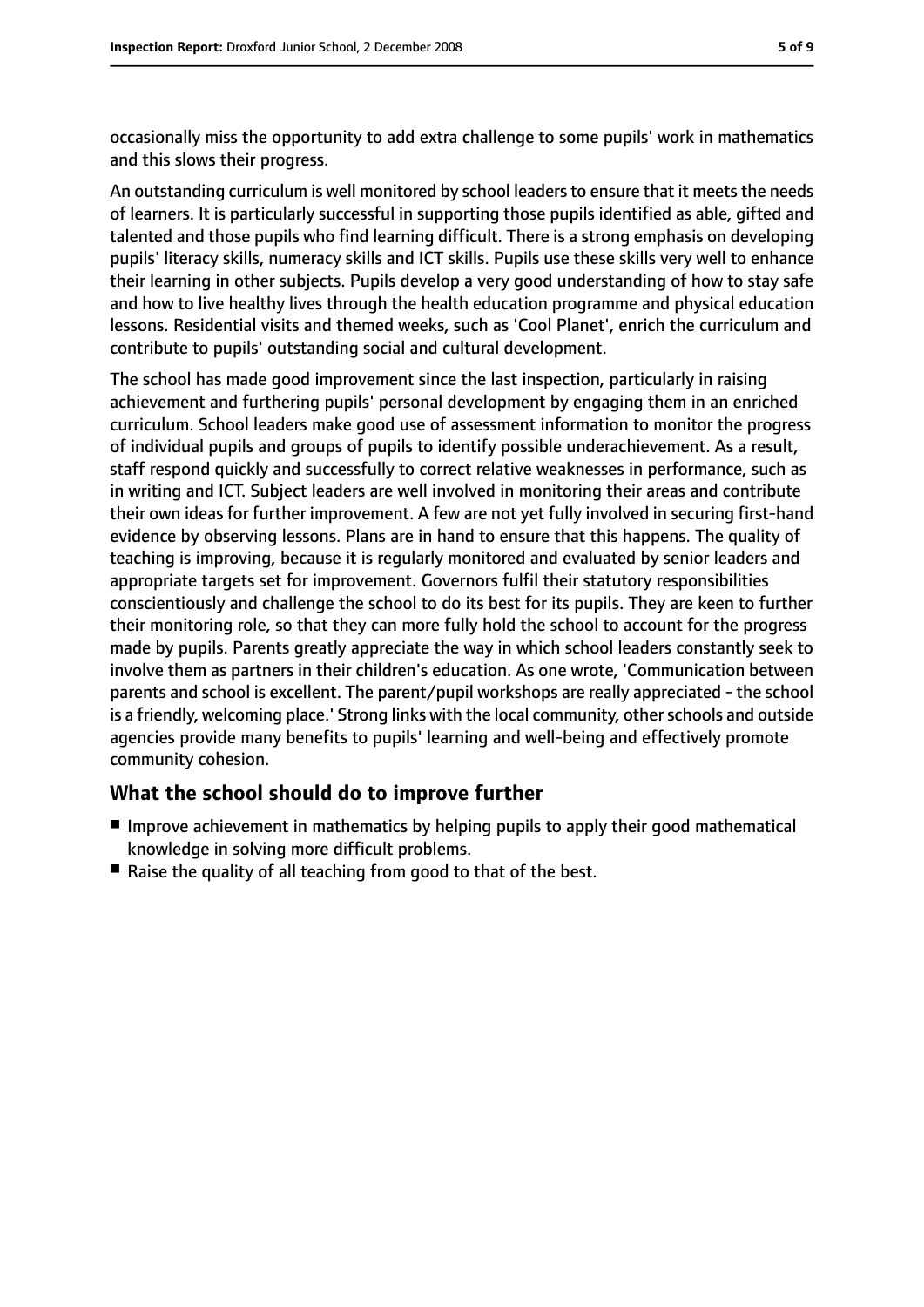occasionally miss the opportunity to add extra challenge to some pupils' work in mathematics and this slows their progress.

An outstanding curriculum is well monitored by school leaders to ensure that it meets the needs of learners. It is particularly successful in supporting those pupils identified as able, gifted and talented and those pupils who find learning difficult. There is a strong emphasis on developing pupils' literacy skills, numeracy skills and ICT skills. Pupils use these skills very well to enhance their learning in other subjects. Pupils develop a very good understanding of how to stay safe and how to live healthy lives through the health education programme and physical education lessons. Residential visits and themed weeks, such as 'Cool Planet', enrich the curriculum and contribute to pupils' outstanding social and cultural development.

The school has made good improvement since the last inspection, particularly in raising achievement and furthering pupils' personal development by engaging them in an enriched curriculum. School leaders make good use of assessment information to monitor the progress of individual pupils and groups of pupils to identify possible underachievement. As a result, staff respond quickly and successfully to correct relative weaknesses in performance, such as in writing and ICT. Subject leaders are well involved in monitoring their areas and contribute their own ideas for further improvement. A few are not yet fully involved in securing first-hand evidence by observing lessons. Plans are in hand to ensure that this happens. The quality of teaching is improving, because it is regularly monitored and evaluated by senior leaders and appropriate targets set for improvement. Governors fulfil their statutory responsibilities conscientiously and challenge the school to do its best for its pupils. They are keen to further their monitoring role, so that they can more fully hold the school to account for the progress made by pupils. Parents greatly appreciate the way in which school leaders constantly seek to involve them as partners in their children's education. As one wrote, 'Communication between parents and school is excellent. The parent/pupil workshops are really appreciated - the school is a friendly, welcoming place.' Strong links with the local community, other schools and outside agencies provide many benefits to pupils' learning and well-being and effectively promote community cohesion.

## What the school should do to improve further

- Improve achievement in mathematics by helping pupils to apply their good mathematical knowledge in solving more difficult problems.
- Raise the quality of all teaching from good to that of the best.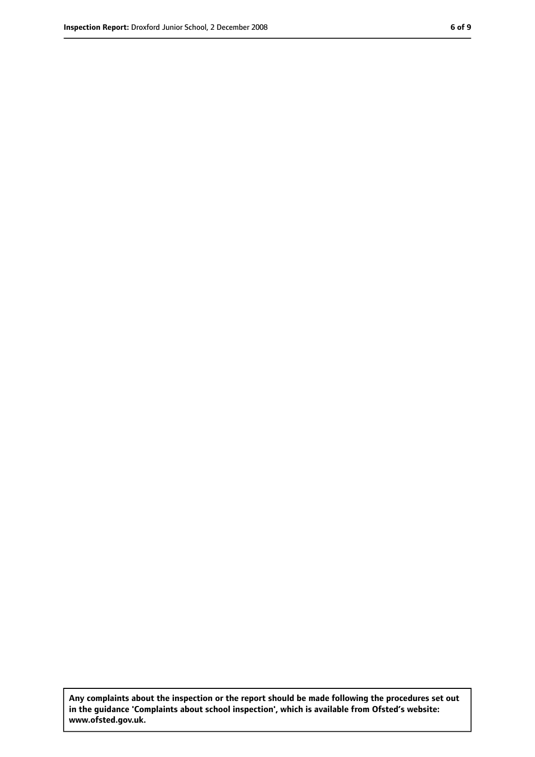Any complaints about the inspection or the report should be made following the procedures set out in the guidance 'Complaints about school inspection', which is available from Ofsted's website: www.ofsted.gov.uk.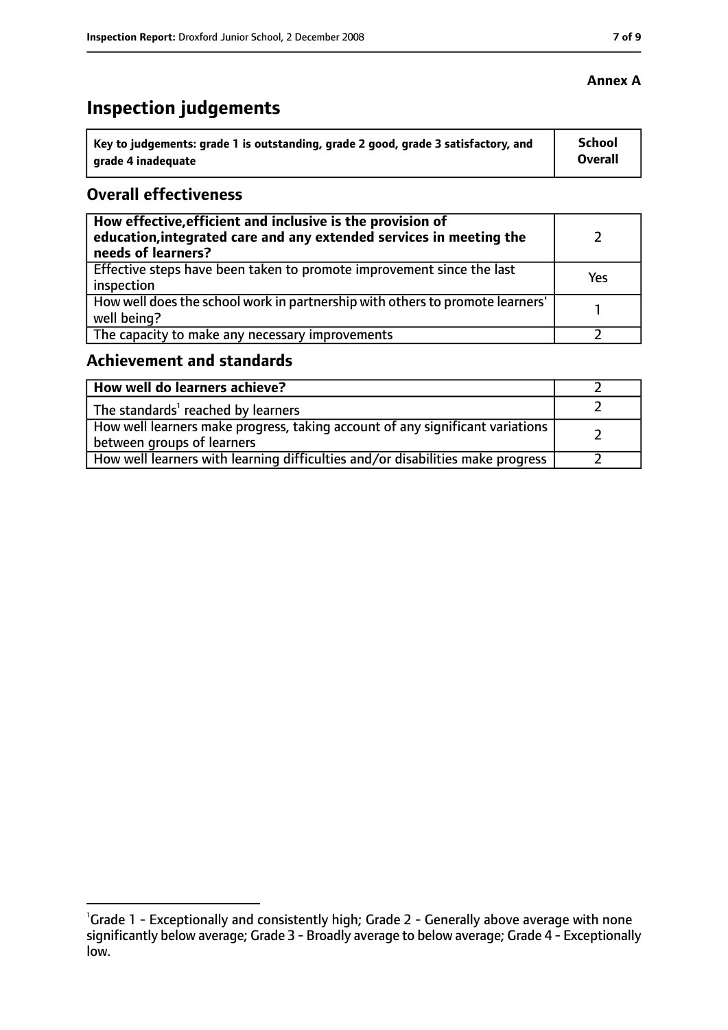**Annex A**

# Inspection judgements

| Key to judgements: grade 1 is outstanding, grade 2 good, grade 3 satisfactory, and grade 4 inadequate | School Overall |
| --- | --- |

## Overall effectiveness

| | |
| --- | --- |
| **How effective, efficient and inclusive is the provision of education, integrated care and any extended services in meeting the needs of learners?** | 2 |
| Effective steps have been taken to promote improvement since the last inspection | Yes |
| How well does the school work in partnership with others to promote learners' well being? | 1 |
| The capacity to make any necessary improvements | 2 |

## Achievement and standards

| | |
| --- | --- |
| **How well do learners achieve?** | 2 |
| The standards[1] reached by learners | 2 |
| How well learners make progress, taking account of any significant variations between groups of learners | 2 |
| How well learners with learning difficulties and/or disabilities make progress | 2 |

[1]Grade 1 - Exceptionally and consistently high; Grade 2 - Generally above average with none significantly below average; Grade 3 - Broadly average to below average; Grade 4 - Exceptionally low.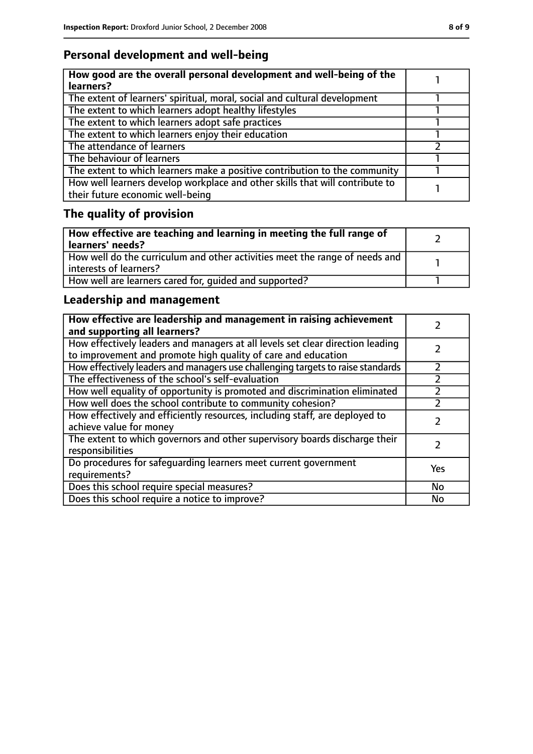## Personal development and well-being

| | |
|---|---|
| **How good are the overall personal development and well-being of the learners?** | 1 |
| The extent of learners' spiritual, moral, social and cultural development | 1 |
| The extent to which learners adopt healthy lifestyles | 1 |
| The extent to which learners adopt safe practices | 1 |
| The extent to which learners enjoy their education | 1 |
| The attendance of learners | 2 |
| The behaviour of learners | 1 |
| The extent to which learners make a positive contribution to the community | 1 |
| How well learners develop workplace and other skills that will contribute to their future economic well-being | 1 |

## The quality of provision

| | |
|---|---|
| **How effective are teaching and learning in meeting the full range of learners' needs?** | 2 |
| How well do the curriculum and other activities meet the range of needs and interests of learners? | 1 |
| How well are learners cared for, guided and supported? | 1 |

## Leadership and management

| | |
|---|---|
| **How effective are leadership and management in raising achievement and supporting all learners?** | 2 |
| How effectively leaders and managers at all levels set clear direction leading to improvement and promote high quality of care and education | 2 |
| How effectively leaders and managers use challenging targets to raise standards | 2 |
| The effectiveness of the school's self-evaluation | 2 |
| How well equality of opportunity is promoted and discrimination eliminated | 2 |
| How well does the school contribute to community cohesion? | 2 |
| How effectively and efficiently resources, including staff, are deployed to achieve value for money | 2 |
| The extent to which governors and other supervisory boards discharge their responsibilities | 2 |
| Do procedures for safeguarding learners meet current government requirements? | Yes |
| Does this school require special measures? | No |
| Does this school require a notice to improve? | No |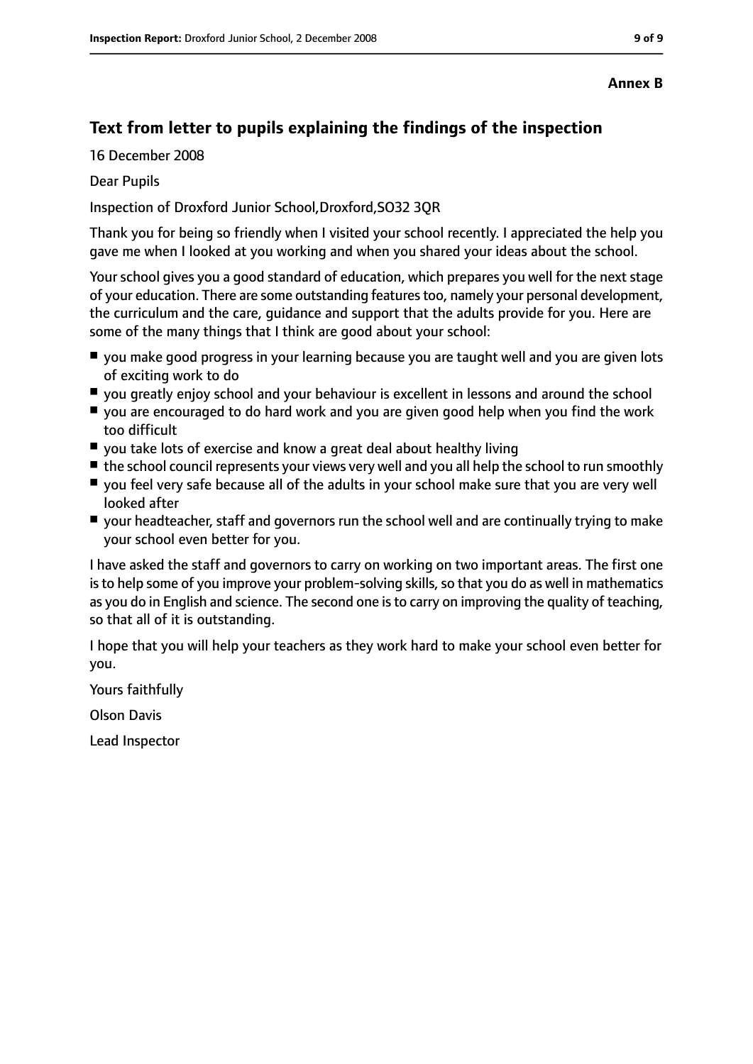**Annex B**

## Text from letter to pupils explaining the findings of the inspection

16 December 2008

Dear Pupils

Inspection of Droxford Junior School,Droxford,SO32 3QR

Thank you for being so friendly when I visited your school recently. I appreciated the help you gave me when I looked at you working and when you shared your ideas about the school.

Your school gives you a good standard of education, which prepares you well for the next stage of your education. There are some outstanding features too, namely your personal development, the curriculum and the care, guidance and support that the adults provide for you. Here are some of the many things that I think are good about your school:

- you make good progress in your learning because you are taught well and you are given lots of exciting work to do
- you greatly enjoy school and your behaviour is excellent in lessons and around the school
- you are encouraged to do hard work and you are given good help when you find the work too difficult
- you take lots of exercise and know a great deal about healthy living
- the school council represents your views very well and you all help the school to run smoothly
- you feel very safe because all of the adults in your school make sure that you are very well looked after
- your headteacher, staff and governors run the school well and are continually trying to make your school even better for you.

I have asked the staff and governors to carry on working on two important areas. The first one is to help some of you improve your problem-solving skills, so that you do as well in mathematics as you do in English and science. The second one is to carry on improving the quality of teaching, so that all of it is outstanding.

I hope that you will help your teachers as they work hard to make your school even better for you.

Yours faithfully

Olson Davis

Lead Inspector